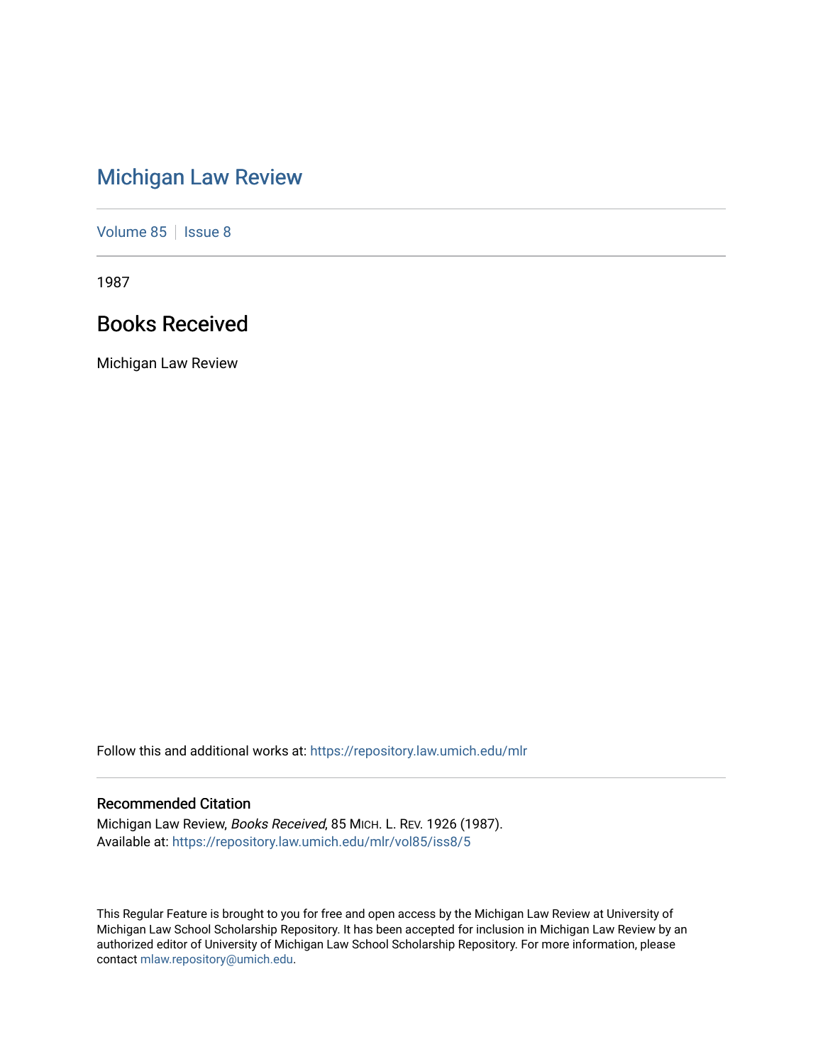# Michigan Law Review

Volume 85 | Issue 8

1987

## Books Received

Michigan Law Review

Follow this and additional works at: https://repository.law.umich.edu/mlr

### Recommended Citation

Michigan Law Review, *Books Received*, 85 MICH. L. REV. 1926 (1987).
Available at: https://repository.law.umich.edu/mlr/vol85/iss8/5

This Regular Feature is brought to you for free and open access by the Michigan Law Review at University of Michigan Law School Scholarship Repository. It has been accepted for inclusion in Michigan Law Review by an authorized editor of University of Michigan Law School Scholarship Repository. For more information, please contact mlaw.repository@umich.edu.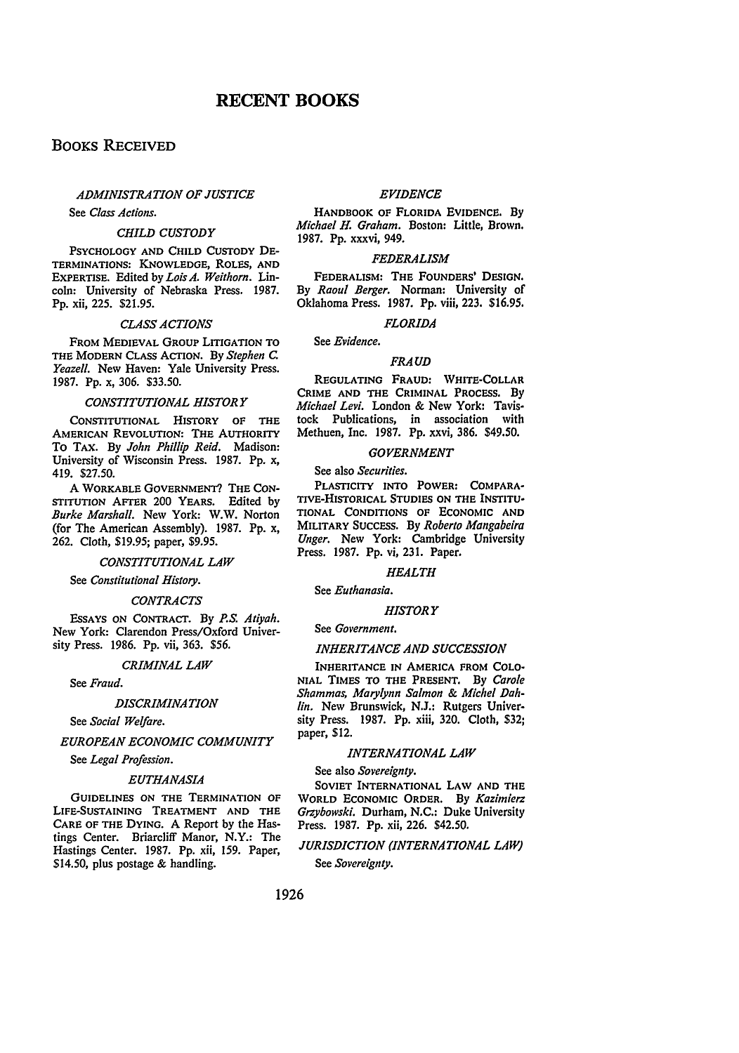# RECENT BOOKS

## BOOKS RECEIVED

### *ADMINISTRATION OF JUSTICE*

See *Class Actions.*

### *CHILD CUSTODY*

PSYCHOLOGY AND CHILD CUSTODY DETERMINATIONS: KNOWLEDGE, ROLES, AND EXPERTISE. Edited by *Lois A. Weithorn.* Lincoln: University of Nebraska Press. 1987. Pp. xii, 225. $21.95.

### *CLASS ACTIONS*

FROM MEDIEVAL GROUP LITIGATION TO THE MODERN CLASS ACTION. By *Stephen C. Yeazell.* New Haven: Yale University Press. 1987. Pp. x, 306. $33.50.

### *CONSTITUTIONAL HISTORY*

CONSTITUTIONAL HISTORY OF THE AMERICAN REVOLUTION: THE AUTHORITY TO TAX. By *John Phillip Reid.* Madison: University of Wisconsin Press. 1987. Pp. x, 419. $27.50.

A WORKABLE GOVERNMENT? THE CONSTITUTION AFTER 200 YEARS. Edited by *Burke Marshall.* New York: W.W. Norton (for The American Assembly). 1987. Pp. x, 262. Cloth, $19.95; paper, $9.95.

### *CONSTITUTIONAL LAW*

See *Constitutional History.*

### *CONTRACTS*

ESSAYS ON CONTRACT. By *P.S. Atiyah.* New York: Clarendon Press/Oxford University Press. 1986. Pp. vii, 363. $56.

### *CRIMINAL LAW*

See *Fraud.*

### *DISCRIMINATION*

See *Social Welfare.*

### *EUROPEAN ECONOMIC COMMUNITY*

See *Legal Profession.*

### *EUTHANASIA*

GUIDELINES ON THE TERMINATION OF LIFE-SUSTAINING TREATMENT AND THE CARE OF THE DYING. A Report by the Hastings Center. Briarcliff Manor, N.Y.: The Hastings Center. 1987. Pp. xii, 159. Paper, $14.50, plus postage & handling.

### *EVIDENCE*

HANDBOOK OF FLORIDA EVIDENCE. By *Michael H. Graham.* Boston: Little, Brown. 1987. Pp. xxxvi, 949.

### *FEDERALISM*

FEDERALISM: THE FOUNDERS' DESIGN. By *Raoul Berger.* Norman: University of Oklahoma Press. 1987. Pp. viii, 223. $16.95.

### *FLORIDA*

See *Evidence.*

### *FRAUD*

REGULATING FRAUD: WHITE-COLLAR CRIME AND THE CRIMINAL PROCESS. By *Michael Levi.* London & New York: Tavistock Publications, in association with Methuen, Inc. 1987. Pp. xxvi, 386. $49.50.

### *GOVERNMENT*

See also *Securities.*

PLASTICITY INTO POWER: COMPARATIVE-HISTORICAL STUDIES ON THE INSTITUTIONAL CONDITIONS OF ECONOMIC AND MILITARY SUCCESS. By *Roberto Mangabeira Unger.* New York: Cambridge University Press. 1987. Pp. vi, 231. Paper.

### *HEALTH*

See *Euthanasia.*

### *HISTORY*

See *Government.*

### *INHERITANCE AND SUCCESSION*

INHERITANCE IN AMERICA FROM COLONIAL TIMES TO THE PRESENT. By *Carole Shammas, Marylynn Salmon & Michel Dahlin.* New Brunswick, N.J.: Rutgers University Press. 1987. Pp. xiii, 320. Cloth, $32; paper, $12.

### *INTERNATIONAL LAW*

See also *Sovereignty.*

SOVIET INTERNATIONAL LAW AND THE WORLD ECONOMIC ORDER. By *Kazimierz Grzybowski.* Durham, N.C.: Duke University Press. 1987. Pp. xii, 226. $42.50.

### *JURISDICTION (INTERNATIONAL LAW)*

See *Sovereignty.*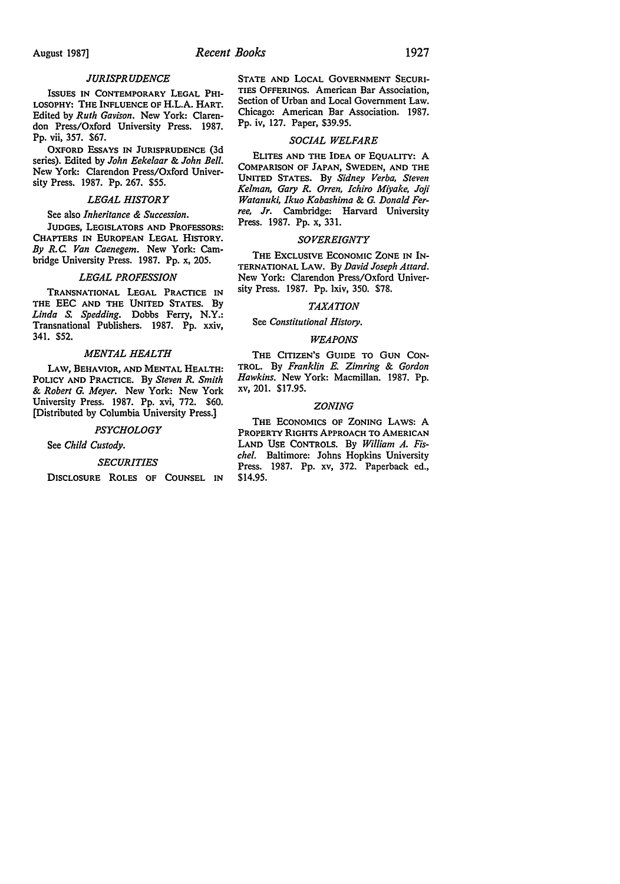### *JURISPRUDENCE*

ISSUES IN CONTEMPORARY LEGAL PHILOSOPHY: THE INFLUENCE OF H.L.A. HART. Edited by *Ruth Gavison*. New York: Clarendon Press/Oxford University Press. 1987. Pp. vii, 357. $67.

OXFORD ESSAYS IN JURISPRUDENCE (3d series). Edited by *John Eekelaar & John Bell*. New York: Clarendon Press/Oxford University Press. 1987. Pp. 267. $55.

### *LEGAL HISTORY*

See also *Inheritance & Succession*.

JUDGES, LEGISLATORS AND PROFESSORS: CHAPTERS IN EUROPEAN LEGAL HISTORY. *By R.C. Van Caenegem*. New York: Cambridge University Press. 1987. Pp. x, 205.

### *LEGAL PROFESSION*

TRANSNATIONAL LEGAL PRACTICE IN THE EEC AND THE UNITED STATES. By *Linda S. Spedding*. Dobbs Ferry, N.Y.: Transnational Publishers. 1987. Pp. xxiv, 341. $52.

### *MENTAL HEALTH*

LAW, BEHAVIOR, AND MENTAL HEALTH: POLICY AND PRACTICE. By *Steven R. Smith & Robert G. Meyer*. New York: New York University Press. 1987. Pp. xvi, 772. $60. [Distributed by Columbia University Press.]

### *PSYCHOLOGY*

See *Child Custody*.

### *SECURITIES*

DISCLOSURE ROLES OF COUNSEL IN STATE AND LOCAL GOVERNMENT SECURITIES OFFERINGS. American Bar Association, Section of Urban and Local Government Law. Chicago: American Bar Association. 1987. Pp. iv, 127. Paper, $39.95.

### *SOCIAL WELFARE*

ELITES AND THE IDEA OF EQUALITY: A COMPARISON OF JAPAN, SWEDEN, AND THE UNITED STATES. By *Sidney Verba, Steven Kelman, Gary R. Orren, Ichiro Miyake, Joji Watanuki, Ikuo Kabashima & G. Donald Ferree, Jr.* Cambridge: Harvard University Press. 1987. Pp. x, 331.

### *SOVEREIGNTY*

THE EXCLUSIVE ECONOMIC ZONE IN INTERNATIONAL LAW. By *David Joseph Attard*. New York: Clarendon Press/Oxford University Press. 1987. Pp. lxiv, 350. $78.

### *TAXATION*

See *Constitutional History*.

### *WEAPONS*

THE CITIZEN'S GUIDE TO GUN CONTROL. By *Franklin E. Zimring & Gordon Hawkins*. New York: Macmillan. 1987. Pp. xv, 201. $17.95.

### *ZONING*

THE ECONOMICS OF ZONING LAWS: A PROPERTY RIGHTS APPROACH TO AMERICAN LAND USE CONTROLS. By *William A. Fischel*. Baltimore: Johns Hopkins University Press. 1987. Pp. xv, 372. Paperback ed., $14.95.